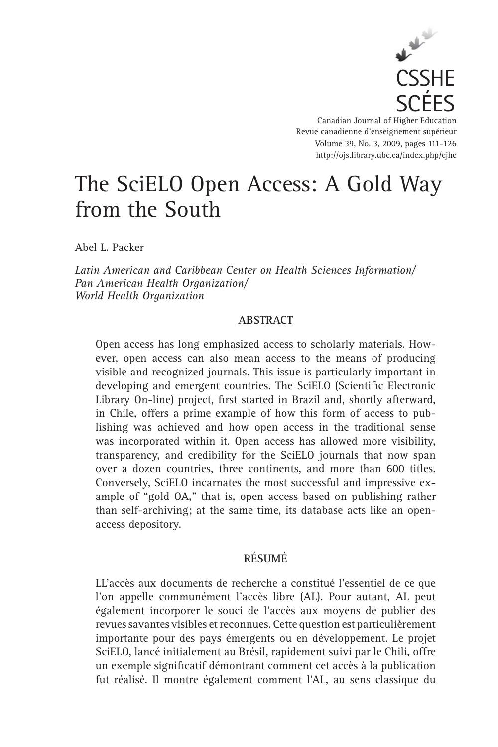CSSHE
SCÉES

Canadian Journal of Higher Education
Revue canadienne d'enseignement supérieur
Volume 39, No. 3, 2009, pages 111-126
http://ojs.library.ubc.ca/index.php/cjhe

# The SciELO Open Access: A Gold Way from the South

Abel L. Packer

*Latin American and Caribbean Center on Health Sciences Information/ Pan American Health Organization/ World Health Organization*

## ABSTRACT

Open access has long emphasized access to scholarly materials. However, open access can also mean access to the means of producing visible and recognized journals. This issue is particularly important in developing and emergent countries. The SciELO (Scientific Electronic Library On-line) project, first started in Brazil and, shortly afterward, in Chile, offers a prime example of how this form of access to publishing was achieved and how open access in the traditional sense was incorporated within it. Open access has allowed more visibility, transparency, and credibility for the SciELO journals that now span over a dozen countries, three continents, and more than 600 titles. Conversely, SciELO incarnates the most successful and impressive example of "gold OA," that is, open access based on publishing rather than self-archiving; at the same time, its database acts like an open-access depository.

## RÉSUMÉ

LL'accès aux documents de recherche a constitué l'essentiel de ce que l'on appelle communément l'accès libre (AL). Pour autant, AL peut également incorporer le souci de l'accès aux moyens de publier des revues savantes visibles et reconnues. Cette question est particulièrement importante pour des pays émergents ou en développement. Le projet SciELO, lancé initialement au Brésil, rapidement suivi par le Chili, offre un exemple significatif démontrant comment cet accès à la publication fut réalisé. Il montre également comment l'AL, au sens classique du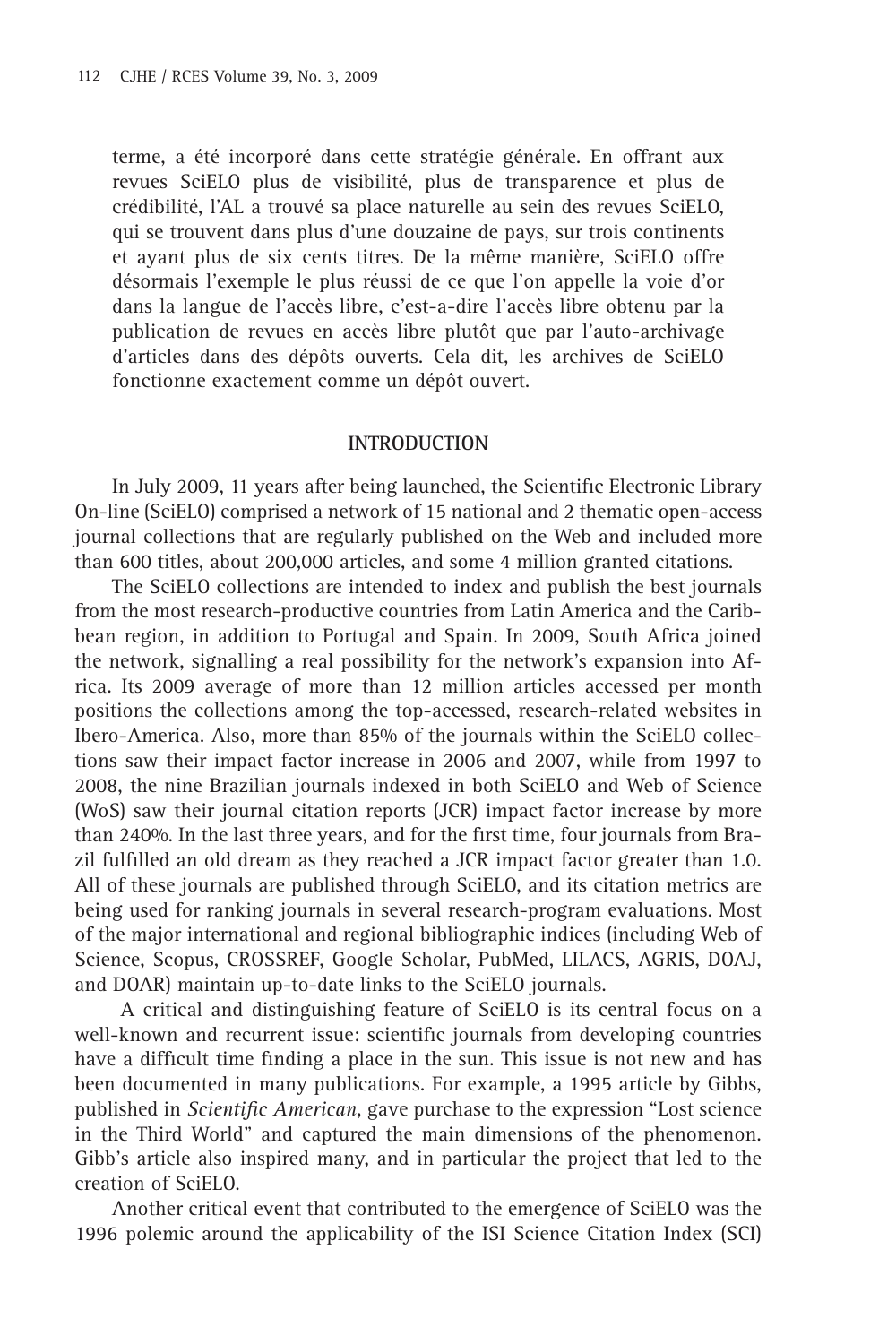terme, a été incorporé dans cette stratégie générale. En offrant aux revues SciELO plus de visibilité, plus de transparence et plus de crédibilité, l'AL a trouvé sa place naturelle au sein des revues SciELO, qui se trouvent dans plus d'une douzaine de pays, sur trois continents et ayant plus de six cents titres. De la même manière, SciELO offre désormais l'exemple le plus réussi de ce que l'on appelle la voie d'or dans la langue de l'accès libre, c'est-a-dire l'accès libre obtenu par la publication de revues en accès libre plutôt que par l'auto-archivage d'articles dans des dépôts ouverts. Cela dit, les archives de SciELO fonctionne exactement comme un dépôt ouvert.

---

## INTRODUCTION

In July 2009, 11 years after being launched, the Scientific Electronic Library On-line (SciELO) comprised a network of 15 national and 2 thematic open-access journal collections that are regularly published on the Web and included more than 600 titles, about 200,000 articles, and some 4 million granted citations.

The SciELO collections are intended to index and publish the best journals from the most research-productive countries from Latin America and the Caribbean region, in addition to Portugal and Spain. In 2009, South Africa joined the network, signalling a real possibility for the network's expansion into Africa. Its 2009 average of more than 12 million articles accessed per month positions the collections among the top-accessed, research-related websites in Ibero-America. Also, more than 85% of the journals within the SciELO collections saw their impact factor increase in 2006 and 2007, while from 1997 to 2008, the nine Brazilian journals indexed in both SciELO and Web of Science (WoS) saw their journal citation reports (JCR) impact factor increase by more than 240%. In the last three years, and for the first time, four journals from Brazil fulfilled an old dream as they reached a JCR impact factor greater than 1.0. All of these journals are published through SciELO, and its citation metrics are being used for ranking journals in several research-program evaluations. Most of the major international and regional bibliographic indices (including Web of Science, Scopus, CROSSREF, Google Scholar, PubMed, LILACS, AGRIS, DOAJ, and DOAR) maintain up-to-date links to the SciELO journals.

A critical and distinguishing feature of SciELO is its central focus on a well-known and recurrent issue: scientific journals from developing countries have a difficult time finding a place in the sun. This issue is not new and has been documented in many publications. For example, a 1995 article by Gibbs, published in *Scientific American*, gave purchase to the expression "Lost science in the Third World" and captured the main dimensions of the phenomenon. Gibb's article also inspired many, and in particular the project that led to the creation of SciELO.

Another critical event that contributed to the emergence of SciELO was the 1996 polemic around the applicability of the ISI Science Citation Index (SCI)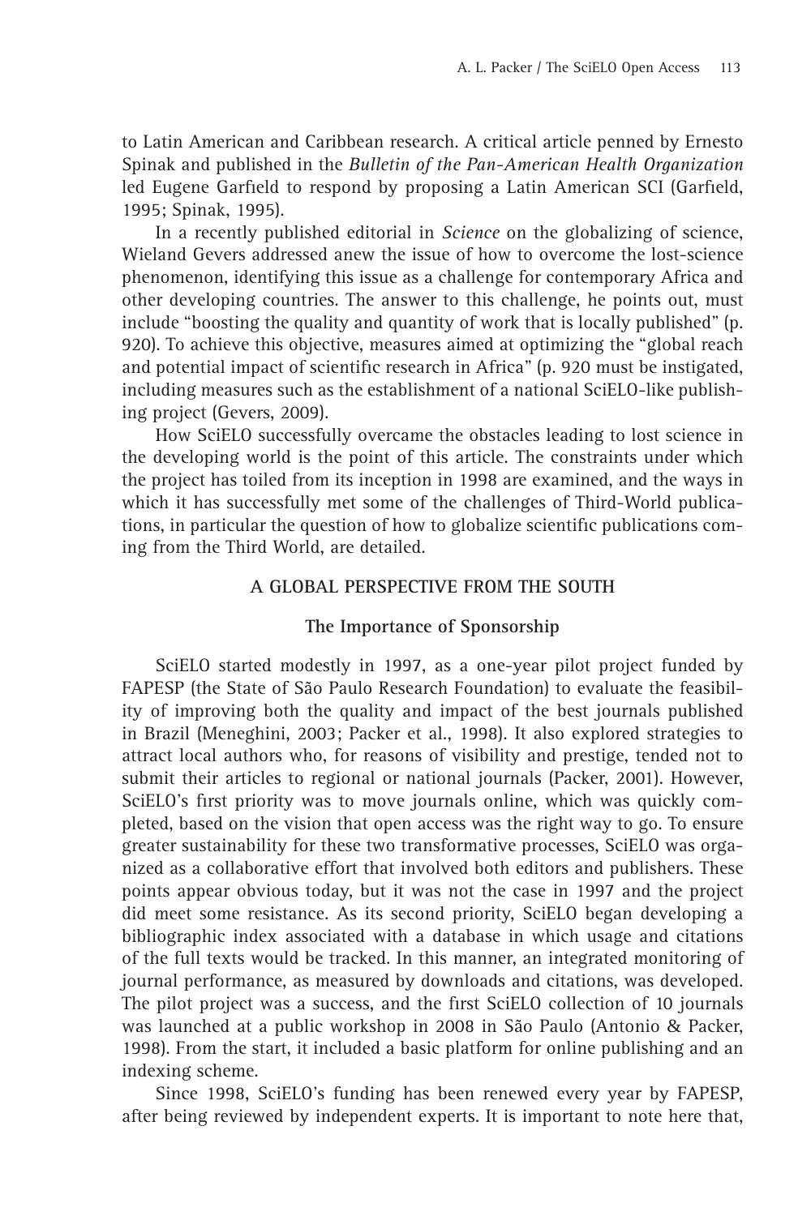to Latin American and Caribbean research. A critical article penned by Ernesto Spinak and published in the *Bulletin of the Pan-American Health Organization* led Eugene Garfield to respond by proposing a Latin American SCI (Garfield, 1995; Spinak, 1995).

In a recently published editorial in *Science* on the globalizing of science, Wieland Gevers addressed anew the issue of how to overcome the lost-science phenomenon, identifying this issue as a challenge for contemporary Africa and other developing countries. The answer to this challenge, he points out, must include "boosting the quality and quantity of work that is locally published" (p. 920). To achieve this objective, measures aimed at optimizing the "global reach and potential impact of scientific research in Africa" (p. 920 must be instigated, including measures such as the establishment of a national SciELO-like publishing project (Gevers, 2009).

How SciELO successfully overcame the obstacles leading to lost science in the developing world is the point of this article. The constraints under which the project has toiled from its inception in 1998 are examined, and the ways in which it has successfully met some of the challenges of Third-World publications, in particular the question of how to globalize scientific publications coming from the Third World, are detailed.

## A GLOBAL PERSPECTIVE FROM THE SOUTH

### The Importance of Sponsorship

SciELO started modestly in 1997, as a one-year pilot project funded by FAPESP (the State of São Paulo Research Foundation) to evaluate the feasibility of improving both the quality and impact of the best journals published in Brazil (Meneghini, 2003; Packer et al., 1998). It also explored strategies to attract local authors who, for reasons of visibility and prestige, tended not to submit their articles to regional or national journals (Packer, 2001). However, SciELO's first priority was to move journals online, which was quickly completed, based on the vision that open access was the right way to go. To ensure greater sustainability for these two transformative processes, SciELO was organized as a collaborative effort that involved both editors and publishers. These points appear obvious today, but it was not the case in 1997 and the project did meet some resistance. As its second priority, SciELO began developing a bibliographic index associated with a database in which usage and citations of the full texts would be tracked. In this manner, an integrated monitoring of journal performance, as measured by downloads and citations, was developed. The pilot project was a success, and the first SciELO collection of 10 journals was launched at a public workshop in 2008 in São Paulo (Antonio & Packer, 1998). From the start, it included a basic platform for online publishing and an indexing scheme.

Since 1998, SciELO's funding has been renewed every year by FAPESP, after being reviewed by independent experts. It is important to note here that,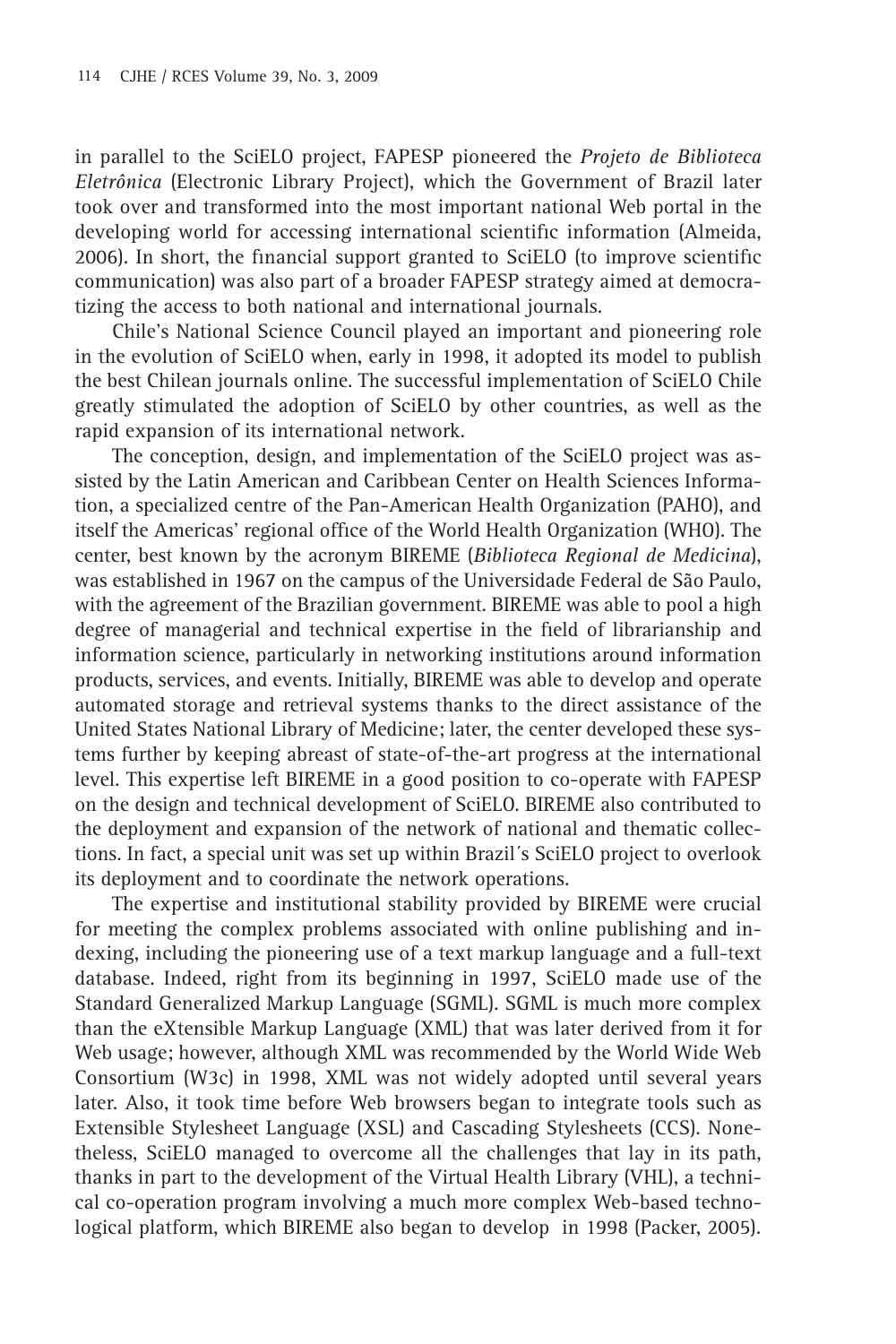in parallel to the SciELO project, FAPESP pioneered the *Projeto de Biblioteca Eletrônica* (Electronic Library Project), which the Government of Brazil later took over and transformed into the most important national Web portal in the developing world for accessing international scientific information (Almeida, 2006). In short, the financial support granted to SciELO (to improve scientific communication) was also part of a broader FAPESP strategy aimed at democratizing the access to both national and international journals.

Chile's National Science Council played an important and pioneering role in the evolution of SciELO when, early in 1998, it adopted its model to publish the best Chilean journals online. The successful implementation of SciELO Chile greatly stimulated the adoption of SciELO by other countries, as well as the rapid expansion of its international network.

The conception, design, and implementation of the SciELO project was assisted by the Latin American and Caribbean Center on Health Sciences Information, a specialized centre of the Pan-American Health Organization (PAHO), and itself the Americas' regional office of the World Health Organization (WHO). The center, best known by the acronym BIREME (*Biblioteca Regional de Medicina*), was established in 1967 on the campus of the Universidade Federal de São Paulo, with the agreement of the Brazilian government. BIREME was able to pool a high degree of managerial and technical expertise in the field of librarianship and information science, particularly in networking institutions around information products, services, and events. Initially, BIREME was able to develop and operate automated storage and retrieval systems thanks to the direct assistance of the United States National Library of Medicine; later, the center developed these systems further by keeping abreast of state-of-the-art progress at the international level. This expertise left BIREME in a good position to co-operate with FAPESP on the design and technical development of SciELO. BIREME also contributed to the deployment and expansion of the network of national and thematic collections. In fact, a special unit was set up within Brazil´s SciELO project to overlook its deployment and to coordinate the network operations.

The expertise and institutional stability provided by BIREME were crucial for meeting the complex problems associated with online publishing and indexing, including the pioneering use of a text markup language and a full-text database. Indeed, right from its beginning in 1997, SciELO made use of the Standard Generalized Markup Language (SGML). SGML is much more complex than the eXtensible Markup Language (XML) that was later derived from it for Web usage; however, although XML was recommended by the World Wide Web Consortium (W3c) in 1998, XML was not widely adopted until several years later. Also, it took time before Web browsers began to integrate tools such as Extensible Stylesheet Language (XSL) and Cascading Stylesheets (CCS). Nonetheless, SciELO managed to overcome all the challenges that lay in its path, thanks in part to the development of the Virtual Health Library (VHL), a technical co-operation program involving a much more complex Web-based technological platform, which BIREME also began to develop in 1998 (Packer, 2005).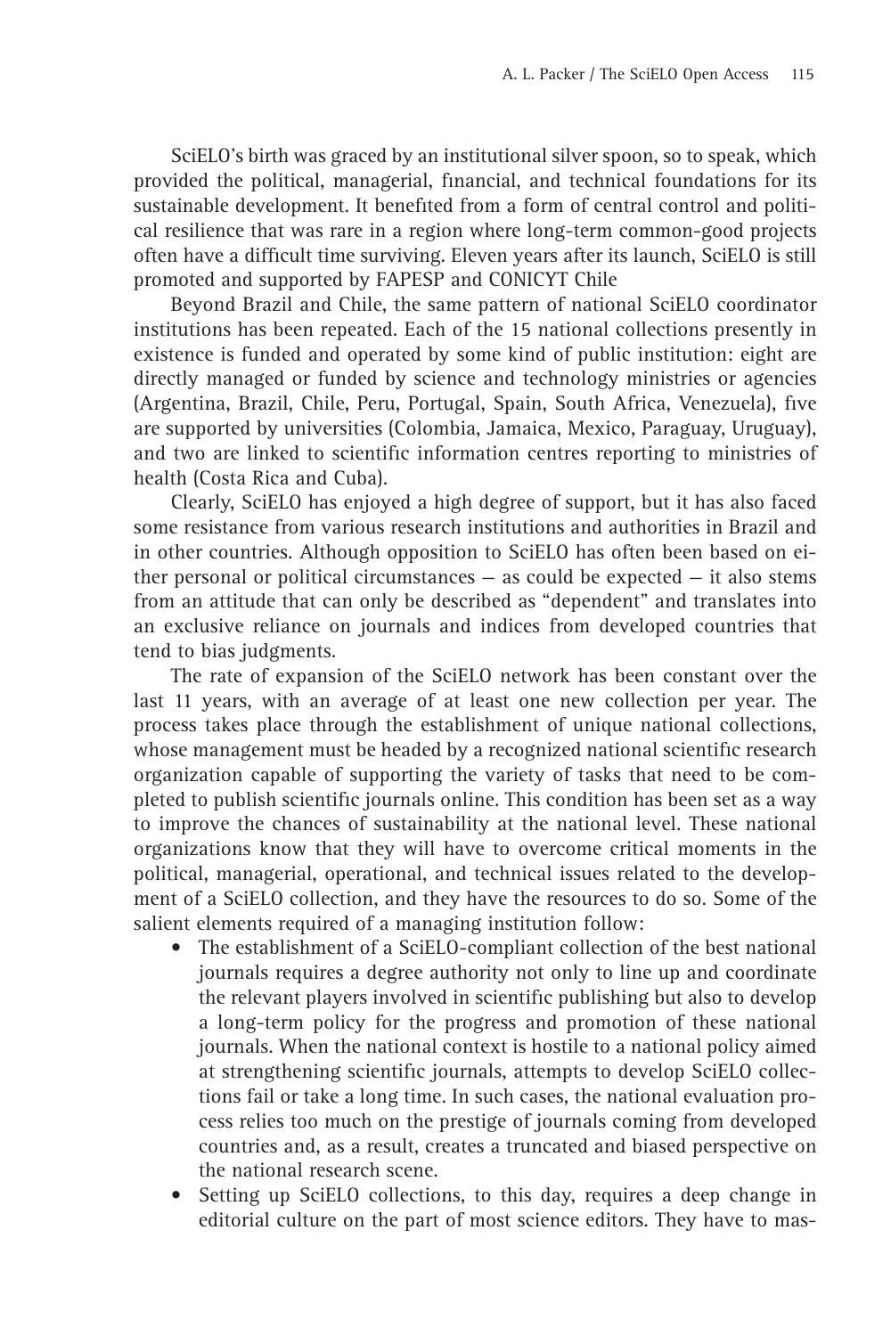SciELO's birth was graced by an institutional silver spoon, so to speak, which provided the political, managerial, financial, and technical foundations for its sustainable development. It benefited from a form of central control and political resilience that was rare in a region where long-term common-good projects often have a difficult time surviving. Eleven years after its launch, SciELO is still promoted and supported by FAPESP and CONICYT Chile

Beyond Brazil and Chile, the same pattern of national SciELO coordinator institutions has been repeated. Each of the 15 national collections presently in existence is funded and operated by some kind of public institution: eight are directly managed or funded by science and technology ministries or agencies (Argentina, Brazil, Chile, Peru, Portugal, Spain, South Africa, Venezuela), five are supported by universities (Colombia, Jamaica, Mexico, Paraguay, Uruguay), and two are linked to scientific information centres reporting to ministries of health (Costa Rica and Cuba).

Clearly, SciELO has enjoyed a high degree of support, but it has also faced some resistance from various research institutions and authorities in Brazil and in other countries. Although opposition to SciELO has often been based on either personal or political circumstances – as could be expected – it also stems from an attitude that can only be described as "dependent" and translates into an exclusive reliance on journals and indices from developed countries that tend to bias judgments.

The rate of expansion of the SciELO network has been constant over the last 11 years, with an average of at least one new collection per year. The process takes place through the establishment of unique national collections, whose management must be headed by a recognized national scientific research organization capable of supporting the variety of tasks that need to be completed to publish scientific journals online. This condition has been set as a way to improve the chances of sustainability at the national level. These national organizations know that they will have to overcome critical moments in the political, managerial, operational, and technical issues related to the development of a SciELO collection, and they have the resources to do so. Some of the salient elements required of a managing institution follow:

- The establishment of a SciELO-compliant collection of the best national journals requires a degree authority not only to line up and coordinate the relevant players involved in scientific publishing but also to develop a long-term policy for the progress and promotion of these national journals. When the national context is hostile to a national policy aimed at strengthening scientific journals, attempts to develop SciELO collections fail or take a long time. In such cases, the national evaluation process relies too much on the prestige of journals coming from developed countries and, as a result, creates a truncated and biased perspective on the national research scene.
- Setting up SciELO collections, to this day, requires a deep change in editorial culture on the part of most science editors. They have to mas-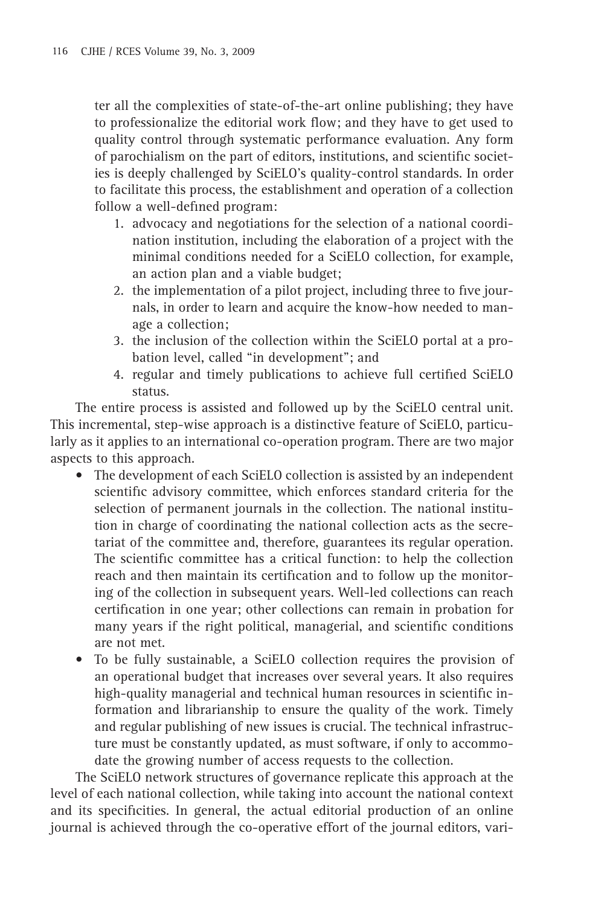ter all the complexities of state-of-the-art online publishing; they have to professionalize the editorial work flow; and they have to get used to quality control through systematic performance evaluation. Any form of parochialism on the part of editors, institutions, and scientific societies is deeply challenged by SciELO's quality-control standards. In order to facilitate this process, the establishment and operation of a collection follow a well-defined program:

1. advocacy and negotiations for the selection of a national coordination institution, including the elaboration of a project with the minimal conditions needed for a SciELO collection, for example, an action plan and a viable budget;
2. the implementation of a pilot project, including three to five journals, in order to learn and acquire the know-how needed to manage a collection;
3. the inclusion of the collection within the SciELO portal at a probation level, called "in development"; and
4. regular and timely publications to achieve full certified SciELO status.

The entire process is assisted and followed up by the SciELO central unit. This incremental, step-wise approach is a distinctive feature of SciELO, particularly as it applies to an international co-operation program. There are two major aspects to this approach.

- The development of each SciELO collection is assisted by an independent scientific advisory committee, which enforces standard criteria for the selection of permanent journals in the collection. The national institution in charge of coordinating the national collection acts as the secretariat of the committee and, therefore, guarantees its regular operation. The scientific committee has a critical function: to help the collection reach and then maintain its certification and to follow up the monitoring of the collection in subsequent years. Well-led collections can reach certification in one year; other collections can remain in probation for many years if the right political, managerial, and scientific conditions are not met.
- To be fully sustainable, a SciELO collection requires the provision of an operational budget that increases over several years. It also requires high-quality managerial and technical human resources in scientific information and librarianship to ensure the quality of the work. Timely and regular publishing of new issues is crucial. The technical infrastructure must be constantly updated, as must software, if only to accommodate the growing number of access requests to the collection.

The SciELO network structures of governance replicate this approach at the level of each national collection, while taking into account the national context and its specificities. In general, the actual editorial production of an online journal is achieved through the co-operative effort of the journal editors, vari-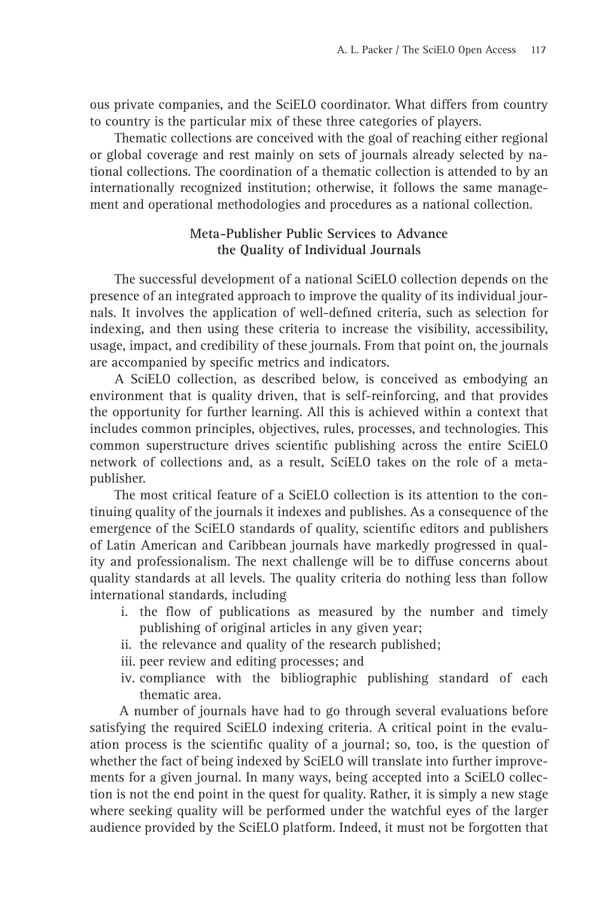ous private companies, and the SciELO coordinator. What differs from country to country is the particular mix of these three categories of players.

Thematic collections are conceived with the goal of reaching either regional or global coverage and rest mainly on sets of journals already selected by national collections. The coordination of a thematic collection is attended to by an internationally recognized institution; otherwise, it follows the same management and operational methodologies and procedures as a national collection.

## Meta-Publisher Public Services to Advance the Quality of Individual Journals

The successful development of a national SciELO collection depends on the presence of an integrated approach to improve the quality of its individual journals. It involves the application of well-defined criteria, such as selection for indexing, and then using these criteria to increase the visibility, accessibility, usage, impact, and credibility of these journals. From that point on, the journals are accompanied by specific metrics and indicators.

A SciELO collection, as described below, is conceived as embodying an environment that is quality driven, that is self-reinforcing, and that provides the opportunity for further learning. All this is achieved within a context that includes common principles, objectives, rules, processes, and technologies. This common superstructure drives scientific publishing across the entire SciELO network of collections and, as a result, SciELO takes on the role of a meta-publisher.

The most critical feature of a SciELO collection is its attention to the continuing quality of the journals it indexes and publishes. As a consequence of the emergence of the SciELO standards of quality, scientific editors and publishers of Latin American and Caribbean journals have markedly progressed in quality and professionalism. The next challenge will be to diffuse concerns about quality standards at all levels. The quality criteria do nothing less than follow international standards, including

i. the flow of publications as measured by the number and timely publishing of original articles in any given year;
ii. the relevance and quality of the research published;
iii. peer review and editing processes; and
iv. compliance with the bibliographic publishing standard of each thematic area.

A number of journals have had to go through several evaluations before satisfying the required SciELO indexing criteria. A critical point in the evaluation process is the scientific quality of a journal; so, too, is the question of whether the fact of being indexed by SciELO will translate into further improvements for a given journal. In many ways, being accepted into a SciELO collection is not the end point in the quest for quality. Rather, it is simply a new stage where seeking quality will be performed under the watchful eyes of the larger audience provided by the SciELO platform. Indeed, it must not be forgotten that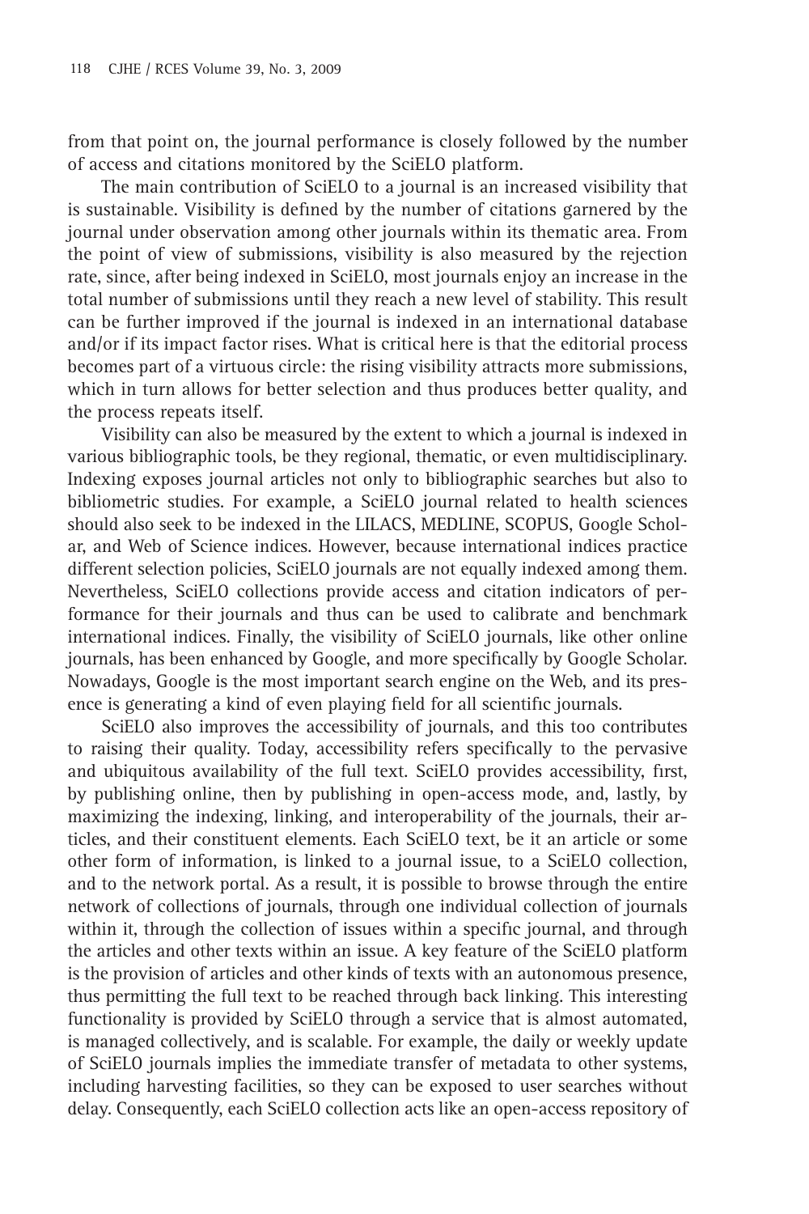from that point on, the journal performance is closely followed by the number of access and citations monitored by the SciELO platform.

The main contribution of SciELO to a journal is an increased visibility that is sustainable. Visibility is defined by the number of citations garnered by the journal under observation among other journals within its thematic area. From the point of view of submissions, visibility is also measured by the rejection rate, since, after being indexed in SciELO, most journals enjoy an increase in the total number of submissions until they reach a new level of stability. This result can be further improved if the journal is indexed in an international database and/or if its impact factor rises. What is critical here is that the editorial process becomes part of a virtuous circle: the rising visibility attracts more submissions, which in turn allows for better selection and thus produces better quality, and the process repeats itself.

Visibility can also be measured by the extent to which a journal is indexed in various bibliographic tools, be they regional, thematic, or even multidisciplinary. Indexing exposes journal articles not only to bibliographic searches but also to bibliometric studies. For example, a SciELO journal related to health sciences should also seek to be indexed in the LILACS, MEDLINE, SCOPUS, Google Scholar, and Web of Science indices. However, because international indices practice different selection policies, SciELO journals are not equally indexed among them. Nevertheless, SciELO collections provide access and citation indicators of performance for their journals and thus can be used to calibrate and benchmark international indices. Finally, the visibility of SciELO journals, like other online journals, has been enhanced by Google, and more specifically by Google Scholar. Nowadays, Google is the most important search engine on the Web, and its presence is generating a kind of even playing field for all scientific journals.

SciELO also improves the accessibility of journals, and this too contributes to raising their quality. Today, accessibility refers specifically to the pervasive and ubiquitous availability of the full text. SciELO provides accessibility, first, by publishing online, then by publishing in open-access mode, and, lastly, by maximizing the indexing, linking, and interoperability of the journals, their articles, and their constituent elements. Each SciELO text, be it an article or some other form of information, is linked to a journal issue, to a SciELO collection, and to the network portal. As a result, it is possible to browse through the entire network of collections of journals, through one individual collection of journals within it, through the collection of issues within a specific journal, and through the articles and other texts within an issue. A key feature of the SciELO platform is the provision of articles and other kinds of texts with an autonomous presence, thus permitting the full text to be reached through back linking. This interesting functionality is provided by SciELO through a service that is almost automated, is managed collectively, and is scalable. For example, the daily or weekly update of SciELO journals implies the immediate transfer of metadata to other systems, including harvesting facilities, so they can be exposed to user searches without delay. Consequently, each SciELO collection acts like an open-access repository of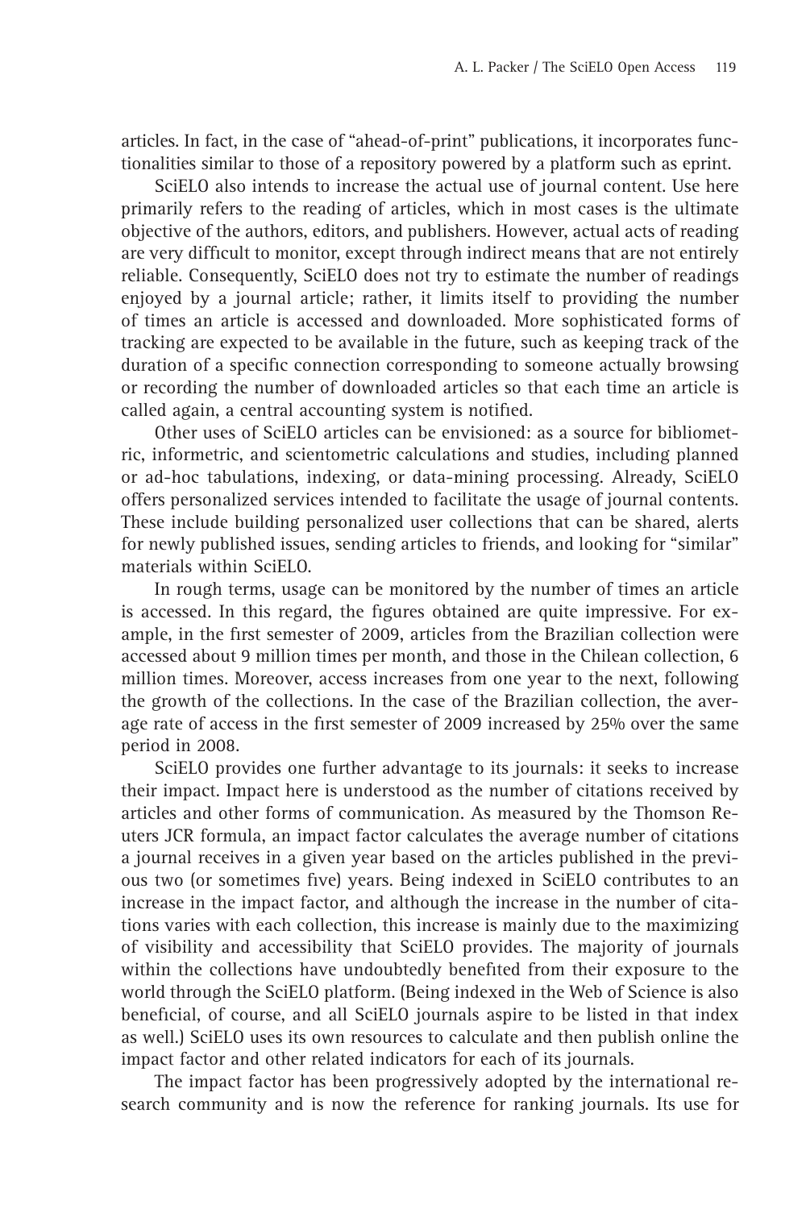articles. In fact, in the case of "ahead-of-print" publications, it incorporates functionalities similar to those of a repository powered by a platform such as eprint.

SciELO also intends to increase the actual use of journal content. Use here primarily refers to the reading of articles, which in most cases is the ultimate objective of the authors, editors, and publishers. However, actual acts of reading are very difficult to monitor, except through indirect means that are not entirely reliable. Consequently, SciELO does not try to estimate the number of readings enjoyed by a journal article; rather, it limits itself to providing the number of times an article is accessed and downloaded. More sophisticated forms of tracking are expected to be available in the future, such as keeping track of the duration of a specific connection corresponding to someone actually browsing or recording the number of downloaded articles so that each time an article is called again, a central accounting system is notified.

Other uses of SciELO articles can be envisioned: as a source for bibliometric, informetric, and scientometric calculations and studies, including planned or ad-hoc tabulations, indexing, or data-mining processing. Already, SciELO offers personalized services intended to facilitate the usage of journal contents. These include building personalized user collections that can be shared, alerts for newly published issues, sending articles to friends, and looking for "similar" materials within SciELO.

In rough terms, usage can be monitored by the number of times an article is accessed. In this regard, the figures obtained are quite impressive. For example, in the first semester of 2009, articles from the Brazilian collection were accessed about 9 million times per month, and those in the Chilean collection, 6 million times. Moreover, access increases from one year to the next, following the growth of the collections. In the case of the Brazilian collection, the average rate of access in the first semester of 2009 increased by 25% over the same period in 2008.

SciELO provides one further advantage to its journals: it seeks to increase their impact. Impact here is understood as the number of citations received by articles and other forms of communication. As measured by the Thomson Reuters JCR formula, an impact factor calculates the average number of citations a journal receives in a given year based on the articles published in the previous two (or sometimes five) years. Being indexed in SciELO contributes to an increase in the impact factor, and although the increase in the number of citations varies with each collection, this increase is mainly due to the maximizing of visibility and accessibility that SciELO provides. The majority of journals within the collections have undoubtedly benefited from their exposure to the world through the SciELO platform. (Being indexed in the Web of Science is also beneficial, of course, and all SciELO journals aspire to be listed in that index as well.) SciELO uses its own resources to calculate and then publish online the impact factor and other related indicators for each of its journals.

The impact factor has been progressively adopted by the international research community and is now the reference for ranking journals. Its use for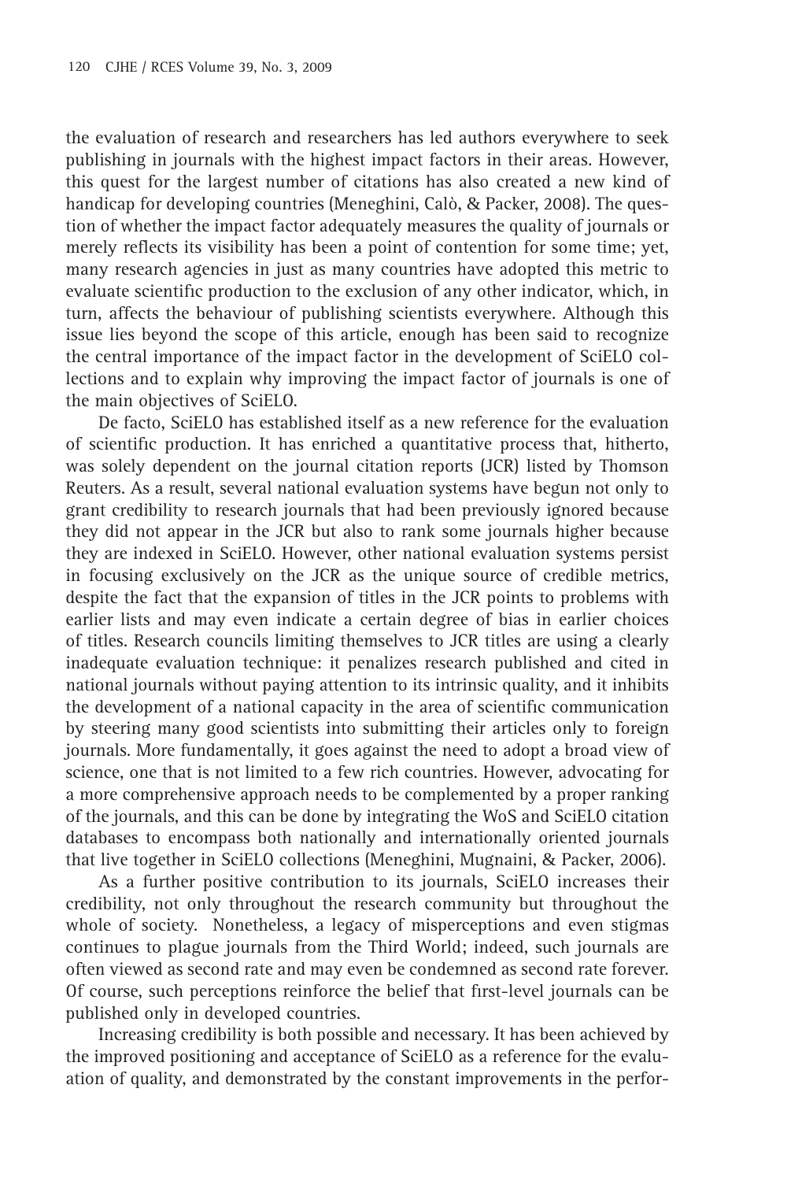the evaluation of research and researchers has led authors everywhere to seek publishing in journals with the highest impact factors in their areas. However, this quest for the largest number of citations has also created a new kind of handicap for developing countries (Meneghini, Calò, & Packer, 2008). The question of whether the impact factor adequately measures the quality of journals or merely reflects its visibility has been a point of contention for some time; yet, many research agencies in just as many countries have adopted this metric to evaluate scientific production to the exclusion of any other indicator, which, in turn, affects the behaviour of publishing scientists everywhere. Although this issue lies beyond the scope of this article, enough has been said to recognize the central importance of the impact factor in the development of SciELO collections and to explain why improving the impact factor of journals is one of the main objectives of SciELO.

De facto, SciELO has established itself as a new reference for the evaluation of scientific production. It has enriched a quantitative process that, hitherto, was solely dependent on the journal citation reports (JCR) listed by Thomson Reuters. As a result, several national evaluation systems have begun not only to grant credibility to research journals that had been previously ignored because they did not appear in the JCR but also to rank some journals higher because they are indexed in SciELO. However, other national evaluation systems persist in focusing exclusively on the JCR as the unique source of credible metrics, despite the fact that the expansion of titles in the JCR points to problems with earlier lists and may even indicate a certain degree of bias in earlier choices of titles. Research councils limiting themselves to JCR titles are using a clearly inadequate evaluation technique: it penalizes research published and cited in national journals without paying attention to its intrinsic quality, and it inhibits the development of a national capacity in the area of scientific communication by steering many good scientists into submitting their articles only to foreign journals. More fundamentally, it goes against the need to adopt a broad view of science, one that is not limited to a few rich countries. However, advocating for a more comprehensive approach needs to be complemented by a proper ranking of the journals, and this can be done by integrating the WoS and SciELO citation databases to encompass both nationally and internationally oriented journals that live together in SciELO collections (Meneghini, Mugnaini, & Packer, 2006).

As a further positive contribution to its journals, SciELO increases their credibility, not only throughout the research community but throughout the whole of society. Nonetheless, a legacy of misperceptions and even stigmas continues to plague journals from the Third World; indeed, such journals are often viewed as second rate and may even be condemned as second rate forever. Of course, such perceptions reinforce the belief that first-level journals can be published only in developed countries.

Increasing credibility is both possible and necessary. It has been achieved by the improved positioning and acceptance of SciELO as a reference for the evaluation of quality, and demonstrated by the constant improvements in the perfor-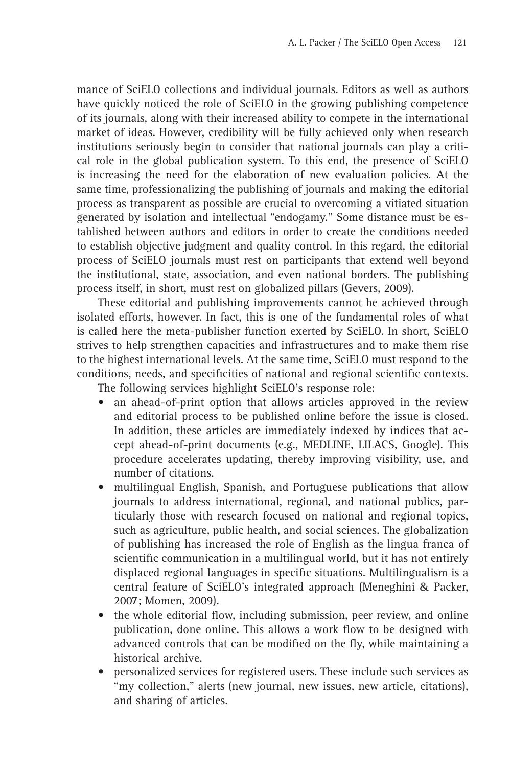mance of SciELO collections and individual journals. Editors as well as authors have quickly noticed the role of SciELO in the growing publishing competence of its journals, along with their increased ability to compete in the international market of ideas. However, credibility will be fully achieved only when research institutions seriously begin to consider that national journals can play a critical role in the global publication system. To this end, the presence of SciELO is increasing the need for the elaboration of new evaluation policies. At the same time, professionalizing the publishing of journals and making the editorial process as transparent as possible are crucial to overcoming a vitiated situation generated by isolation and intellectual "endogamy." Some distance must be established between authors and editors in order to create the conditions needed to establish objective judgment and quality control. In this regard, the editorial process of SciELO journals must rest on participants that extend well beyond the institutional, state, association, and even national borders. The publishing process itself, in short, must rest on globalized pillars (Gevers, 2009).

These editorial and publishing improvements cannot be achieved through isolated efforts, however. In fact, this is one of the fundamental roles of what is called here the meta-publisher function exerted by SciELO. In short, SciELO strives to help strengthen capacities and infrastructures and to make them rise to the highest international levels. At the same time, SciELO must respond to the conditions, needs, and specificities of national and regional scientific contexts.

The following services highlight SciELO's response role:

- an ahead-of-print option that allows articles approved in the review and editorial process to be published online before the issue is closed. In addition, these articles are immediately indexed by indices that accept ahead-of-print documents (e.g., MEDLINE, LILACS, Google). This procedure accelerates updating, thereby improving visibility, use, and number of citations.
- multilingual English, Spanish, and Portuguese publications that allow journals to address international, regional, and national publics, particularly those with research focused on national and regional topics, such as agriculture, public health, and social sciences. The globalization of publishing has increased the role of English as the lingua franca of scientific communication in a multilingual world, but it has not entirely displaced regional languages in specific situations. Multilingualism is a central feature of SciELO's integrated approach (Meneghini & Packer, 2007; Momen, 2009).
- the whole editorial flow, including submission, peer review, and online publication, done online. This allows a work flow to be designed with advanced controls that can be modified on the fly, while maintaining a historical archive.
- personalized services for registered users. These include such services as "my collection," alerts (new journal, new issues, new article, citations), and sharing of articles.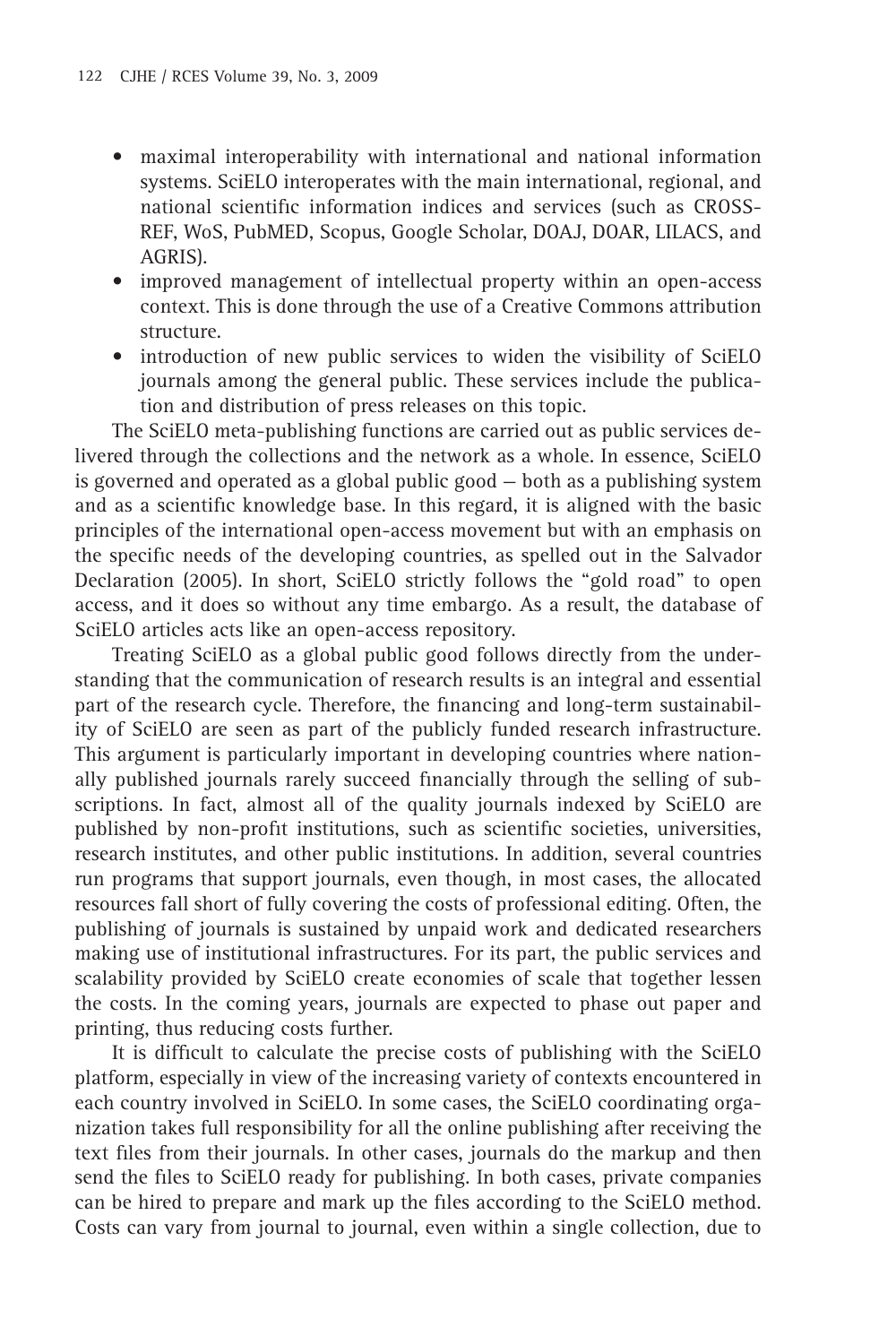- maximal interoperability with international and national information systems. SciELO interoperates with the main international, regional, and national scientific information indices and services (such as CROSS-REF, WoS, PubMED, Scopus, Google Scholar, DOAJ, DOAR, LILACS, and AGRIS).
- improved management of intellectual property within an open-access context. This is done through the use of a Creative Commons attribution structure.
- introduction of new public services to widen the visibility of SciELO journals among the general public. These services include the publication and distribution of press releases on this topic.

The SciELO meta-publishing functions are carried out as public services delivered through the collections and the network as a whole. In essence, SciELO is governed and operated as a global public good — both as a publishing system and as a scientific knowledge base. In this regard, it is aligned with the basic principles of the international open-access movement but with an emphasis on the specific needs of the developing countries, as spelled out in the Salvador Declaration (2005). In short, SciELO strictly follows the "gold road" to open access, and it does so without any time embargo. As a result, the database of SciELO articles acts like an open-access repository.

Treating SciELO as a global public good follows directly from the understanding that the communication of research results is an integral and essential part of the research cycle. Therefore, the financing and long-term sustainability of SciELO are seen as part of the publicly funded research infrastructure. This argument is particularly important in developing countries where nationally published journals rarely succeed financially through the selling of subscriptions. In fact, almost all of the quality journals indexed by SciELO are published by non-profit institutions, such as scientific societies, universities, research institutes, and other public institutions. In addition, several countries run programs that support journals, even though, in most cases, the allocated resources fall short of fully covering the costs of professional editing. Often, the publishing of journals is sustained by unpaid work and dedicated researchers making use of institutional infrastructures. For its part, the public services and scalability provided by SciELO create economies of scale that together lessen the costs. In the coming years, journals are expected to phase out paper and printing, thus reducing costs further.

It is difficult to calculate the precise costs of publishing with the SciELO platform, especially in view of the increasing variety of contexts encountered in each country involved in SciELO. In some cases, the SciELO coordinating organization takes full responsibility for all the online publishing after receiving the text files from their journals. In other cases, journals do the markup and then send the files to SciELO ready for publishing. In both cases, private companies can be hired to prepare and mark up the files according to the SciELO method. Costs can vary from journal to journal, even within a single collection, due to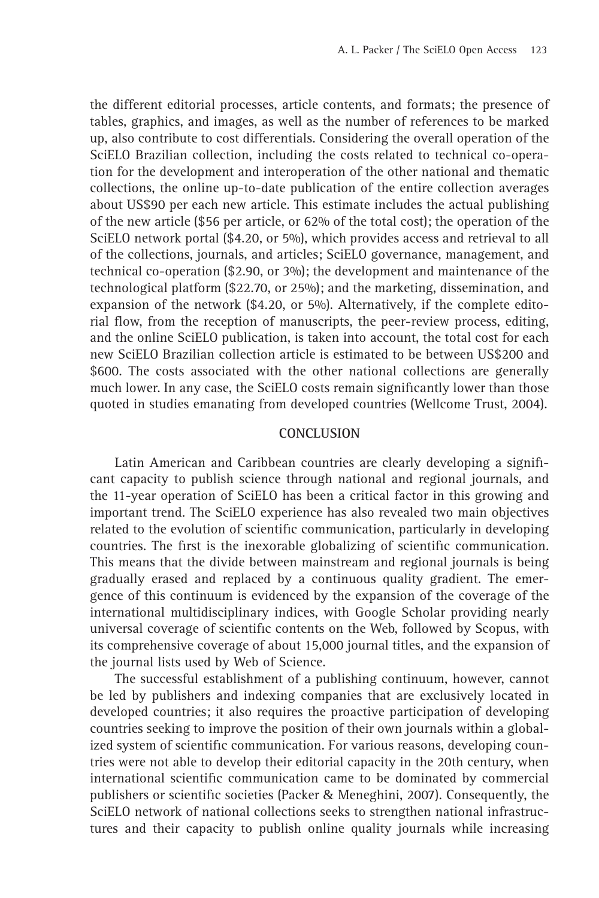the different editorial processes, article contents, and formats; the presence of tables, graphics, and images, as well as the number of references to be marked up, also contribute to cost differentials. Considering the overall operation of the SciELO Brazilian collection, including the costs related to technical co-operation for the development and interoperation of the other national and thematic collections, the online up-to-date publication of the entire collection averages about US$90 per each new article. This estimate includes the actual publishing of the new article ($56 per article, or 62% of the total cost); the operation of the SciELO network portal ($4.20, or 5%), which provides access and retrieval to all of the collections, journals, and articles; SciELO governance, management, and technical co-operation ($2.90, or 3%); the development and maintenance of the technological platform ($22.70, or 25%); and the marketing, dissemination, and expansion of the network ($4.20, or 5%). Alternatively, if the complete editorial flow, from the reception of manuscripts, the peer-review process, editing, and the online SciELO publication, is taken into account, the total cost for each new SciELO Brazilian collection article is estimated to be between US$200 and $600. The costs associated with the other national collections are generally much lower. In any case, the SciELO costs remain significantly lower than those quoted in studies emanating from developed countries (Wellcome Trust, 2004).

## CONCLUSION

Latin American and Caribbean countries are clearly developing a significant capacity to publish science through national and regional journals, and the 11-year operation of SciELO has been a critical factor in this growing and important trend. The SciELO experience has also revealed two main objectives related to the evolution of scientific communication, particularly in developing countries. The first is the inexorable globalizing of scientific communication. This means that the divide between mainstream and regional journals is being gradually erased and replaced by a continuous quality gradient. The emergence of this continuum is evidenced by the expansion of the coverage of the international multidisciplinary indices, with Google Scholar providing nearly universal coverage of scientific contents on the Web, followed by Scopus, with its comprehensive coverage of about 15,000 journal titles, and the expansion of the journal lists used by Web of Science.

The successful establishment of a publishing continuum, however, cannot be led by publishers and indexing companies that are exclusively located in developed countries; it also requires the proactive participation of developing countries seeking to improve the position of their own journals within a globalized system of scientific communication. For various reasons, developing countries were not able to develop their editorial capacity in the 20th century, when international scientific communication came to be dominated by commercial publishers or scientific societies (Packer & Meneghini, 2007). Consequently, the SciELO network of national collections seeks to strengthen national infrastructures and their capacity to publish online quality journals while increasing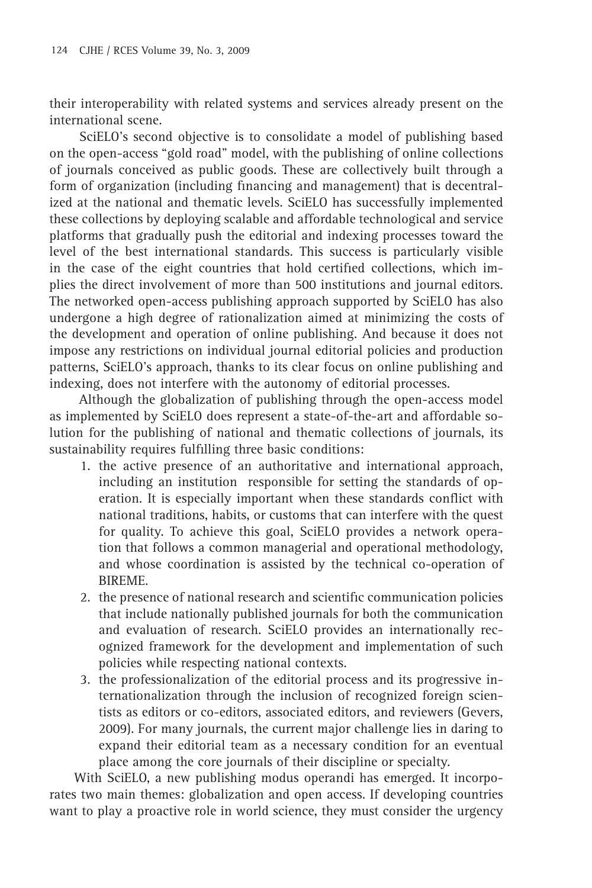their interoperability with related systems and services already present on the international scene.

SciELO's second objective is to consolidate a model of publishing based on the open-access "gold road" model, with the publishing of online collections of journals conceived as public goods. These are collectively built through a form of organization (including financing and management) that is decentralized at the national and thematic levels. SciELO has successfully implemented these collections by deploying scalable and affordable technological and service platforms that gradually push the editorial and indexing processes toward the level of the best international standards. This success is particularly visible in the case of the eight countries that hold certified collections, which implies the direct involvement of more than 500 institutions and journal editors. The networked open-access publishing approach supported by SciELO has also undergone a high degree of rationalization aimed at minimizing the costs of the development and operation of online publishing. And because it does not impose any restrictions on individual journal editorial policies and production patterns, SciELO's approach, thanks to its clear focus on online publishing and indexing, does not interfere with the autonomy of editorial processes.

Although the globalization of publishing through the open-access model as implemented by SciELO does represent a state-of-the-art and affordable solution for the publishing of national and thematic collections of journals, its sustainability requires fulfilling three basic conditions:

1. the active presence of an authoritative and international approach, including an institution responsible for setting the standards of operation. It is especially important when these standards conflict with national traditions, habits, or customs that can interfere with the quest for quality. To achieve this goal, SciELO provides a network operation that follows a common managerial and operational methodology, and whose coordination is assisted by the technical co-operation of BIREME.
2. the presence of national research and scientific communication policies that include nationally published journals for both the communication and evaluation of research. SciELO provides an internationally recognized framework for the development and implementation of such policies while respecting national contexts.
3. the professionalization of the editorial process and its progressive internationalization through the inclusion of recognized foreign scientists as editors or co-editors, associated editors, and reviewers (Gevers, 2009). For many journals, the current major challenge lies in daring to expand their editorial team as a necessary condition for an eventual place among the core journals of their discipline or specialty.

With SciELO, a new publishing modus operandi has emerged. It incorporates two main themes: globalization and open access. If developing countries want to play a proactive role in world science, they must consider the urgency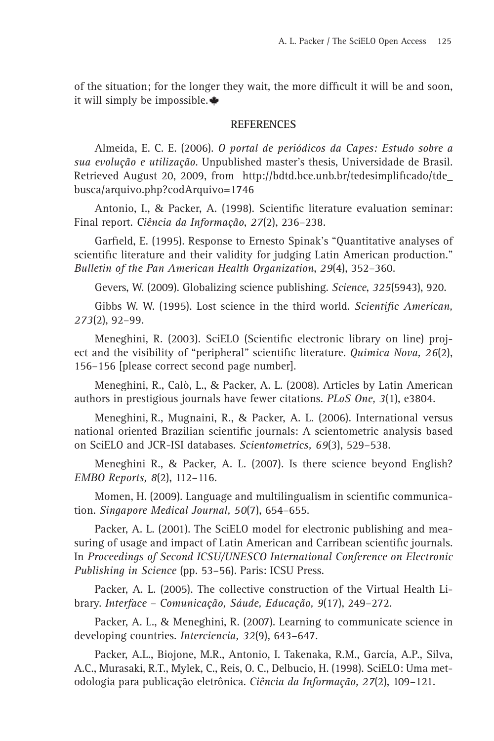of the situation; for the longer they wait, the more difficult it will be and soon, it will simply be impossible.

## REFERENCES

Almeida, E. C. E. (2006). *O portal de periódicos da Capes: Estudo sobre a sua evolução e utilização*. Unpublished master's thesis, Universidade de Brasil. Retrieved August 20, 2009, from http://bdtd.bce.unb.br/tedesimplificado/tde_busca/arquivo.php?codArquivo=1746

Antonio, I., & Packer, A. (1998). Scientific literature evaluation seminar: Final report. *Ciência da Informação*, *27*(2), 236–238.

Garfield, E. (1995). Response to Ernesto Spinak's "Quantitative analyses of scientific literature and their validity for judging Latin American production." *Bulletin of the Pan American Health Organization*, *29*(4), 352–360.

Gevers, W. (2009). Globalizing science publishing. *Science*, *325*(5943), 920.

Gibbs W. W. (1995). Lost science in the third world. *Scientific American, 273*(2), 92–99.

Meneghini, R. (2003). SciELO (Scientific electronic library on line) project and the visibility of "peripheral" scientific literature. *Quimica Nova, 26*(2), 156–156 [please correct second page number].

Meneghini, R., Calò, L., & Packer, A. L. (2008). Articles by Latin American authors in prestigious journals have fewer citations. *PLoS One, 3*(1), e3804.

Meneghini, R., Mugnaini, R., & Packer, A. L. (2006). International versus national oriented Brazilian scientific journals: A scientometric analysis based on SciELO and JCR-ISI databases. *Scientometrics, 69*(3), 529–538.

Meneghini R., & Packer, A. L. (2007). Is there science beyond English? *EMBO Reports, 8*(2), 112–116.

Momen, H. (2009). Language and multilingualism in scientific communication. *Singapore Medical Journal, 50*(7), 654–655.

Packer, A. L. (2001). The SciELO model for electronic publishing and measuring of usage and impact of Latin American and Carribean scientific journals. In *Proceedings of Second ICSU/UNESCO International Conference on Electronic Publishing in Science* (pp. 53–56). Paris: ICSU Press.

Packer, A. L. (2005). The collective construction of the Virtual Health Library. *Interface – Comunicação, Sáude, Educação, 9*(17), 249–272.

Packer, A. L., & Meneghini, R. (2007). Learning to communicate science in developing countries. *Interciencia, 32*(9), 643–647.

Packer, A.L., Biojone, M.R., Antonio, I. Takenaka, R.M., García, A.P., Silva, A.C., Murasaki, R.T., Mylek, C., Reis, O. C., Delbucio, H. (1998). SciELO: Uma metodologia para publicação eletrônica. *Ciência da Informação, 27*(2), 109–121.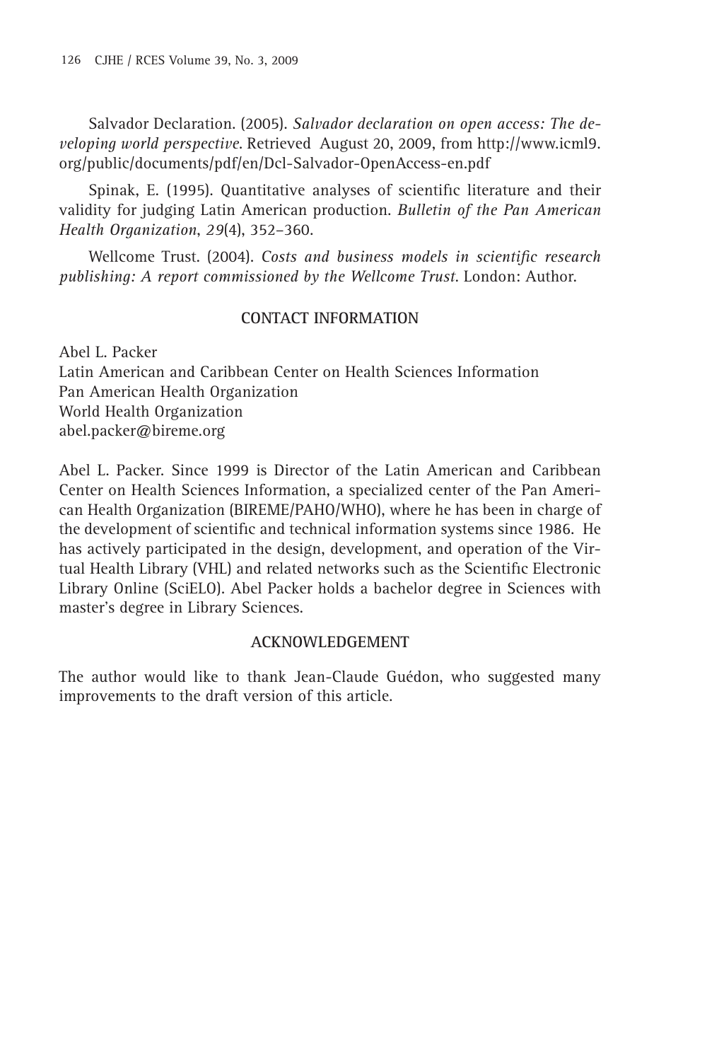Salvador Declaration. (2005). *Salvador declaration on open access: The developing world perspective*. Retrieved August 20, 2009, from http://www.icml9.org/public/documents/pdf/en/Dcl-Salvador-OpenAccess-en.pdf

Spinak, E. (1995). Quantitative analyses of scientific literature and their validity for judging Latin American production. *Bulletin of the Pan American Health Organization*, *29*(4), 352–360.

Wellcome Trust. (2004). *Costs and business models in scientific research publishing: A report commissioned by the Wellcome Trust*. London: Author.

## CONTACT INFORMATION

Abel L. Packer
Latin American and Caribbean Center on Health Sciences Information
Pan American Health Organization
World Health Organization
abel.packer@bireme.org

Abel L. Packer. Since 1999 is Director of the Latin American and Caribbean Center on Health Sciences Information, a specialized center of the Pan American Health Organization (BIREME/PAHO/WHO), where he has been in charge of the development of scientific and technical information systems since 1986. He has actively participated in the design, development, and operation of the Virtual Health Library (VHL) and related networks such as the Scientific Electronic Library Online (SciELO). Abel Packer holds a bachelor degree in Sciences with master's degree in Library Sciences.

## ACKNOWLEDGEMENT

The author would like to thank Jean-Claude Guédon, who suggested many improvements to the draft version of this article.